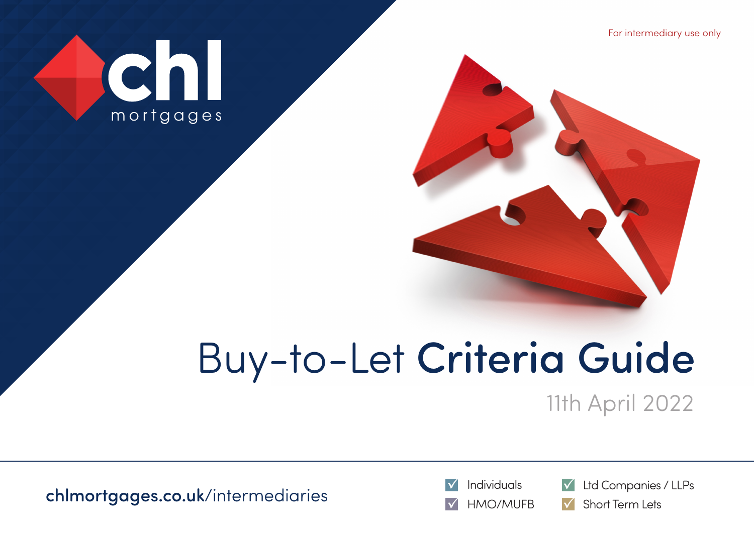For intermediary use only

chl mortgages

# Buy-to-Let **Criteria Guide**

11th April 2022

**chlmortgages.co.uk**/intermediaries

- ☑ Individuals
- ☑ HMO/MUFB
- ☑ Ltd Companies / LLPs
- ☑ Short Term Lets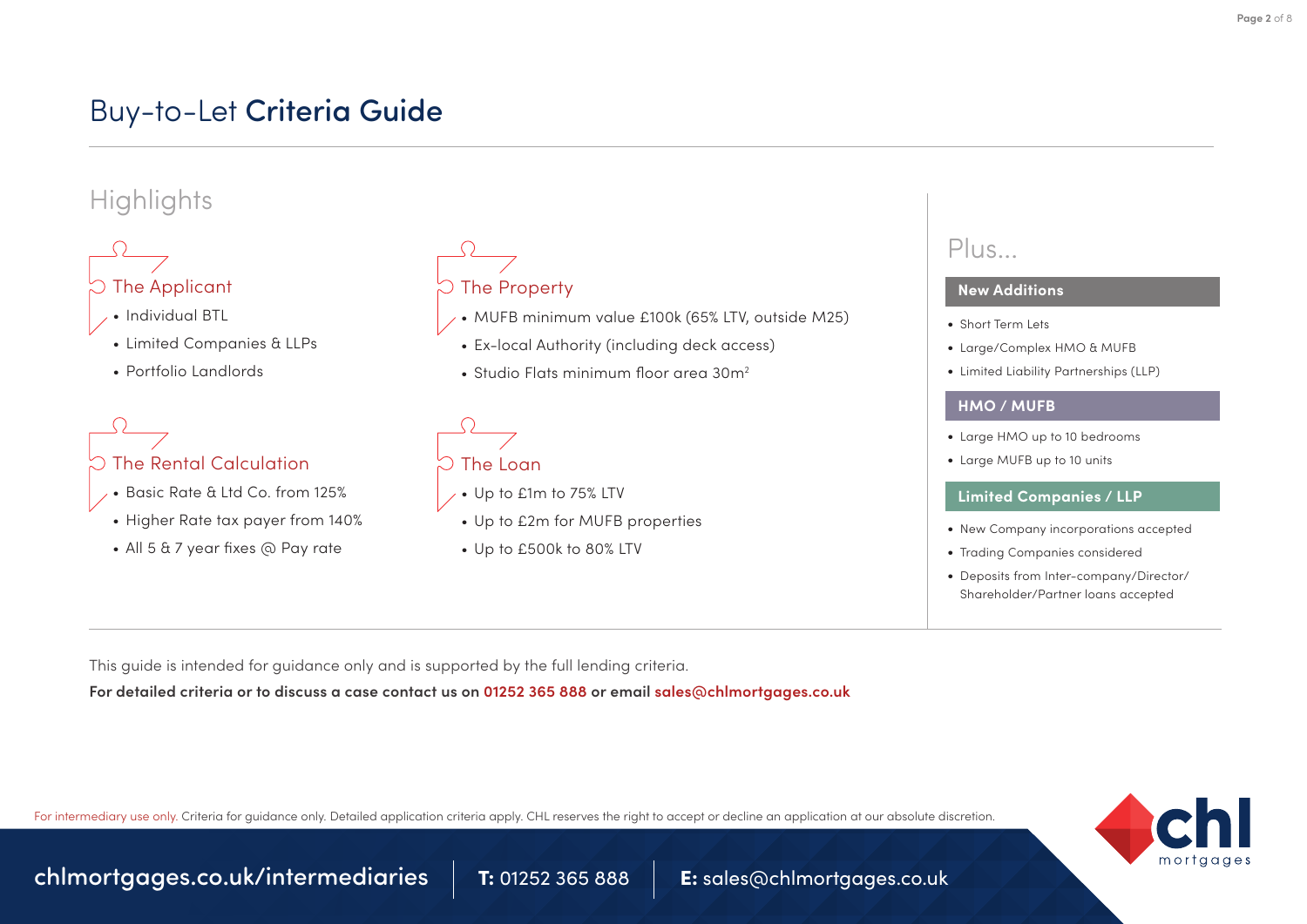# Buy-to-Let **Criteria Guide**

## Highlights

### The Applicant

- Individual BTL
- Limited Companies & LLPs
- Portfolio Landlords

### The Property

- MUFB minimum value £100k (65% LTV, outside M25)
- Ex-local Authority (including deck access)
- Studio Flats minimum floor area $30m^2$

### The Rental Calculation

- Basic Rate & Ltd Co. from 125%
- Higher Rate tax payer from 140%
- All 5 & 7 year fixes @ Pay rate

### The Loan

- Up to £1m to 75% LTV
- Up to £2m for MUFB properties
- Up to £500k to 80% LTV

## Plus...

### New Additions

- Short Term Lets
- Large/Complex HMO & MUFB
- Limited Liability Partnerships (LLP)

### HMO / MUFB

- Large HMO up to 10 bedrooms
- Large MUFB up to 10 units

### Limited Companies / LLP

- New Company incorporations accepted
- Trading Companies considered
- Deposits from Inter-company/Director/Shareholder/Partner loans accepted

This guide is intended for guidance only and is supported by the full lending criteria.

**For detailed criteria or to discuss a case contact us on 01252 365 888 or email sales@chlmortgages.co.uk**

For intermediary use only. Criteria for guidance only. Detailed application criteria apply. CHL reserves the right to accept or decline an application at our absolute discretion.

chlmortgages.co.uk/intermediaries | **T:** 01252 365 888 | **E:** sales@chlmortgages.co.uk

chl mortgages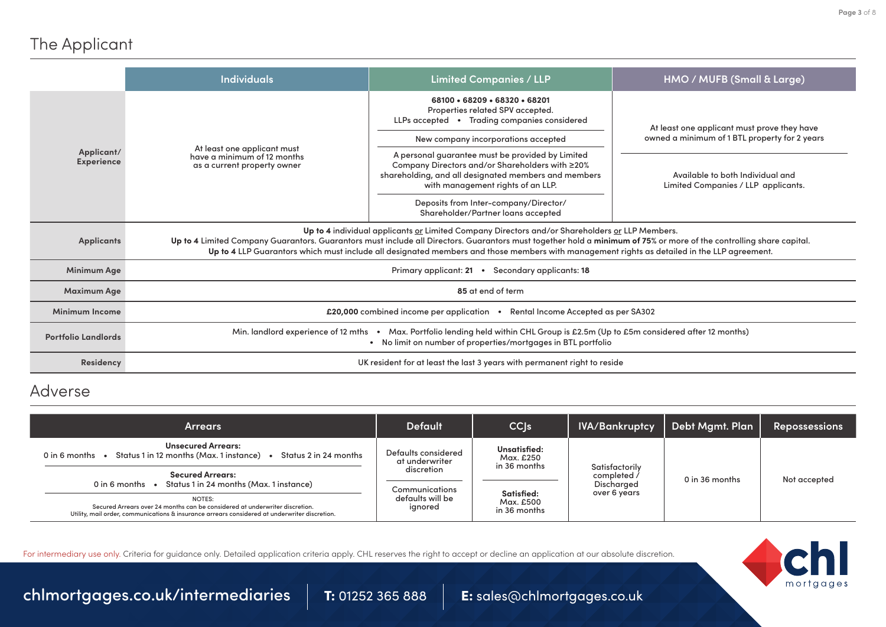## The Applicant

| | Individuals | Limited Companies / LLP | HMO / MUFB (Small & Large) |
|---|---|---|---|
| **Applicant/ Experience** | At least one applicant must have a minimum of 12 months as a current property owner | **68100 • 68209 • 68320 • 68201** Properties related SPV accepted. LLPs accepted • Trading companies considered<br>New company incorporations accepted<br>A personal guarantee must be provided by Limited Company Directors and/or Shareholders with ≥20% shareholding, and all designated members and members with management rights of an LLP.<br>Deposits from Inter-company/Director/ Shareholder/Partner loans accepted | At least one applicant must prove they have owned a minimum of 1 BTL property for 2 years<br>Available to both Individual and Limited Companies / LLP applicants. |
| **Applicants** | **Up to 4** individual applicants or Limited Company Directors and/or Shareholders or LLP Members. **Up to 4** Limited Company Guarantors. Guarantors must include all Directors. Guarantors must together hold a **minimum of 75%** or more of the controlling share capital. **Up to 4** LLP Guarantors which must include all designated members and those members with management rights as detailed in the LLP agreement. | | |
| **Minimum Age** | Primary applicant: **21** • Secondary applicants: **18** | | |
| **Maximum Age** | **85** at end of term | | |
| **Minimum Income** | **£20,000** combined income per application • Rental Income Accepted as per SA302 | | |
| **Portfolio Landlords** | Min. landlord experience of 12 mths • Max. Portfolio lending held within CHL Group is £2.5m (Up to £5m considered after 12 months) • No limit on number of properties/mortgages in BTL portfolio | | |
| **Residency** | UK resident for at least the last 3 years with permanent right to reside | | |

## Adverse

| Arrears | Default | CCJs | IVA/Bankruptcy | Debt Mgmt. Plan | Repossessions |
|---|---|---|---|---|---|
| **Unsecured Arrears:** 0 in 6 months • Status 1 in 12 months (Max. 1 instance) • Status 2 in 24 months<br>**Secured Arrears:** 0 in 6 months • Status 1 in 24 months (Max. 1 instance)<br>NOTES: Secured Arrears over 24 months can be considered at underwriter discretion. Utility, mail order, communications & insurance arrears considered at underwriter discretion. | Defaults considered at underwriter discretion<br>Communications defaults will be ignored | **Unsatisfied:** Max. £250 in 36 months<br>**Satisfied:** Max. £500 in 36 months | Satisfactorily completed / Discharged over 6 years | 0 in 36 months | Not accepted |

For intermediary use only. Criteria for guidance only. Detailed application criteria apply. CHL reserves the right to accept or decline an application at our absolute discretion.

chlmortgages.co.uk/intermediaries | **T:** 01252 365 888 | **E:** sales@chlmortgages.co.uk

chl mortgages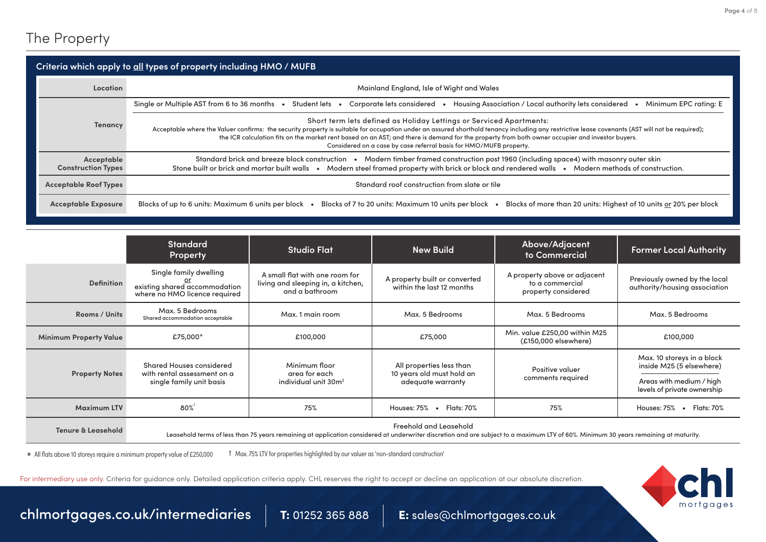# The Property

## Criteria which apply to all types of property including HMO / MUFB

| | |
|---|---|
| **Location** | Mainland England, Isle of Wight and Wales |
| **Tenancy** | Single or Multiple AST from 6 to 36 months • Student lets • Corporate lets considered • Housing Association / Local authority lets considered • Minimum EPC rating: E<br><br>Short term lets defined as Holiday Lettings or Serviced Apartments:<br>Acceptable where the Valuer confirms: the security property is suitable for occupation under an assured shorthold tenancy including any restrictive lease covenants (AST will not be required); the ICR calculation fits on the market rent based on an AST; and there is demand for the property from both owner occupier and investor buyers.<br>Considered on a case by case referral basis for HMO/MUFB property. |
| **Acceptable Construction Types** | Standard brick and breeze block construction • Modern timber framed construction post 1960 (including space4) with masonry outer skin<br>Stone built or brick and mortar built walls • Modern steel framed property with brick or block and rendered walls • Modern methods of construction. |
| **Acceptable Roof Types** | Standard roof construction from slate or tile |
| **Acceptable Exposure** | Blocks of up to 6 units: Maximum 6 units per block • Blocks of 7 to 20 units: Maximum 10 units per block • Blocks of more than 20 units: Highest of 10 units or 20% per block |

| | Standard Property | Studio Flat | New Build | Above/Adjacent to Commercial | Former Local Authority |
|---|---|---|---|---|---|
| **Definition** | Single family dwelling or existing shared accommodation where no HMO licence required | A small flat with one room for living and sleeping in, a kitchen, and a bathroom | A property built or converted within the last 12 months | A property above or adjacent to a commercial property considered | Previously owned by the local authority/housing association |
| **Rooms / Units** | Max. 5 Bedrooms<br>Shared accommodation acceptable | Max. 1 main room | Max. 5 Bedrooms | Max. 5 Bedrooms | Max. 5 Bedrooms |
| **Minimum Property Value** | £75,000* | £100,000 | £75,000 | Min. value £250,00 within M25 (£150,000 elsewhere) | £100,000 |
| **Property Notes** | Shared Houses considered with rental assessment on a single family unit basis | Minimum floor area for each individual unit 30m² | All properties less than 10 years old must hold an adequate warranty | Positive valuer comments required | Max. 10 storeys in a block inside M25 (5 elsewhere)<br><br>Areas with medium / high levels of private ownership |
| **Maximum LTV** | 80%† | 75% | Houses: 75% • Flats: 70% | 75% | Houses: 75% • Flats: 70% |
| **Tenure & Leasehold** | Freehold and Leasehold<br>Leasehold terms of less than 75 years remaining at application considered at underwriter discretion and are subject to a maximum LTV of 60%. Minimum 30 years remaining at maturity. | | | | |

* All flats above 10 storeys require a minimum property value of £250,000

† Max. 75% LTV for properties highlighted by our valuer as 'non-standard construction'

For intermediary use only. Criteria for guidance only. Detailed application criteria apply. CHL reserves the right to accept or decline an application at our absolute discretion.

chlmortgages.co.uk/intermediaries | **T:** 01252 365 888 | **E:** sales@chlmortgages.co.uk

chl mortgages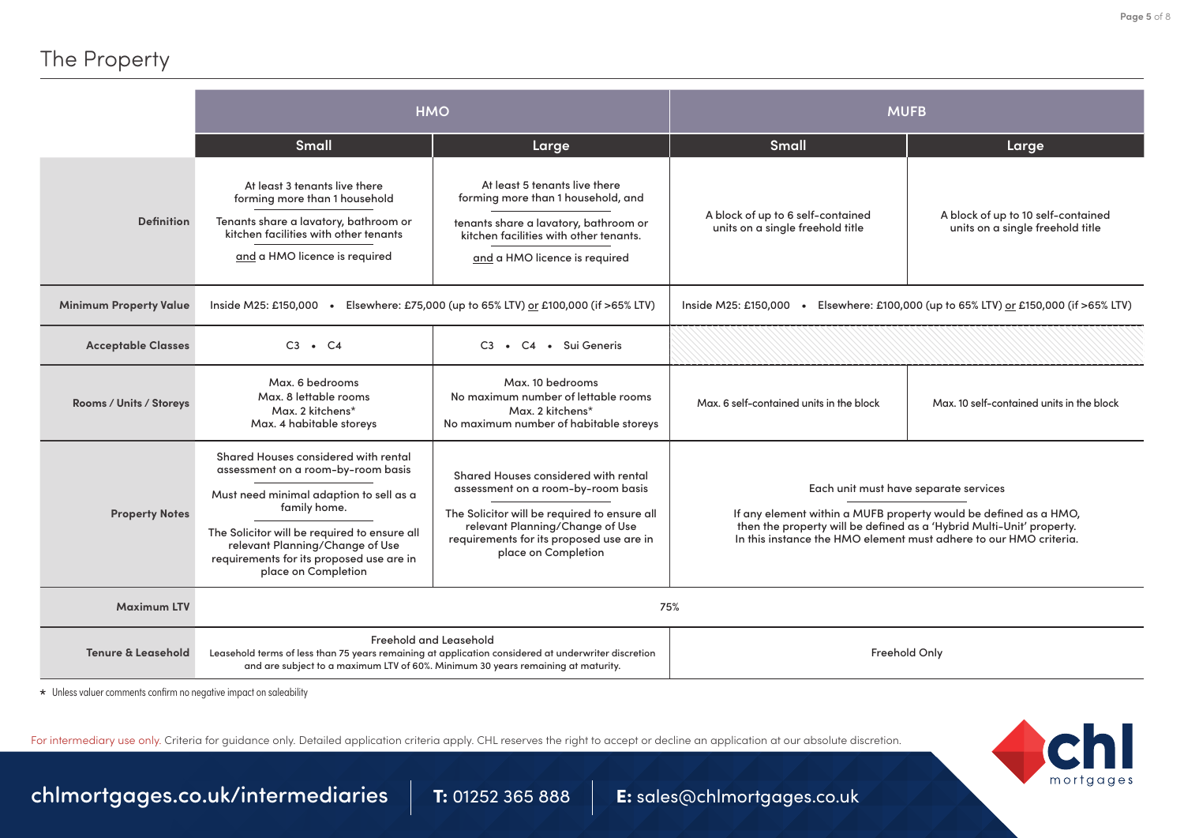# The Property

| | HMO | | MUFB | |
|---|---|---|---|---|
| | **Small** | **Large** | **Small** | **Large** |
| **Definition** | At least 3 tenants live there forming more than 1 household<br><br>Tenants share a lavatory, bathroom or kitchen facilities with other tenants<br><br>and a HMO licence is required | At least 5 tenants live there forming more than 1 household, and<br><br>tenants share a lavatory, bathroom or kitchen facilities with other tenants.<br><br>and a HMO licence is required | A block of up to 6 self-contained units on a single freehold title | A block of up to 10 self-contained units on a single freehold title |
| **Minimum Property Value** | Inside M25: £150,000 • Elsewhere: £75,000 (up to 65% LTV) or £100,000 (if >65% LTV) | | Inside M25: £150,000 • Elsewhere: £100,000 (up to 65% LTV) or £150,000 (if >65% LTV) | |
| **Acceptable Classes** | C3 • C4 | C3 • C4 • Sui Generis | | |
| **Rooms / Units / Storeys** | Max. 6 bedrooms<br>Max. 8 lettable rooms<br>Max. 2 kitchens*<br>Max. 4 habitable storeys | Max. 10 bedrooms<br>No maximum number of lettable rooms<br>Max. 2 kitchens*<br>No maximum number of habitable storeys | Max. 6 self-contained units in the block | Max. 10 self-contained units in the block |
| **Property Notes** | Shared Houses considered with rental assessment on a room-by-room basis<br><br>Must need minimal adaption to sell as a family home.<br><br>The Solicitor will be required to ensure all relevant Planning/Change of Use requirements for its proposed use are in place on Completion | Shared Houses considered with rental assessment on a room-by-room basis<br><br>The Solicitor will be required to ensure all relevant Planning/Change of Use requirements for its proposed use are in place on Completion | Each unit must have separate services<br><br>If any element within a MUFB property would be defined as a HMO, then the property will be defined as a 'Hybrid Multi-Unit' property. In this instance the HMO element must adhere to our HMO criteria. | |
| **Maximum LTV** | 75% | | | |
| **Tenure & Leasehold** | Freehold and Leasehold<br>Leasehold terms of less than 75 years remaining at application considered at underwriter discretion and are subject to a maximum LTV of 60%. Minimum 30 years remaining at maturity. | | Freehold Only | |

* Unless valuer comments confirm no negative impact on saleability

For intermediary use only. Criteria for guidance only. Detailed application criteria apply. CHL reserves the right to accept or decline an application at our absolute discretion.

chlmortgages.co.uk/intermediaries | **T:** 01252 365 888 | **E:** sales@chlmortgages.co.uk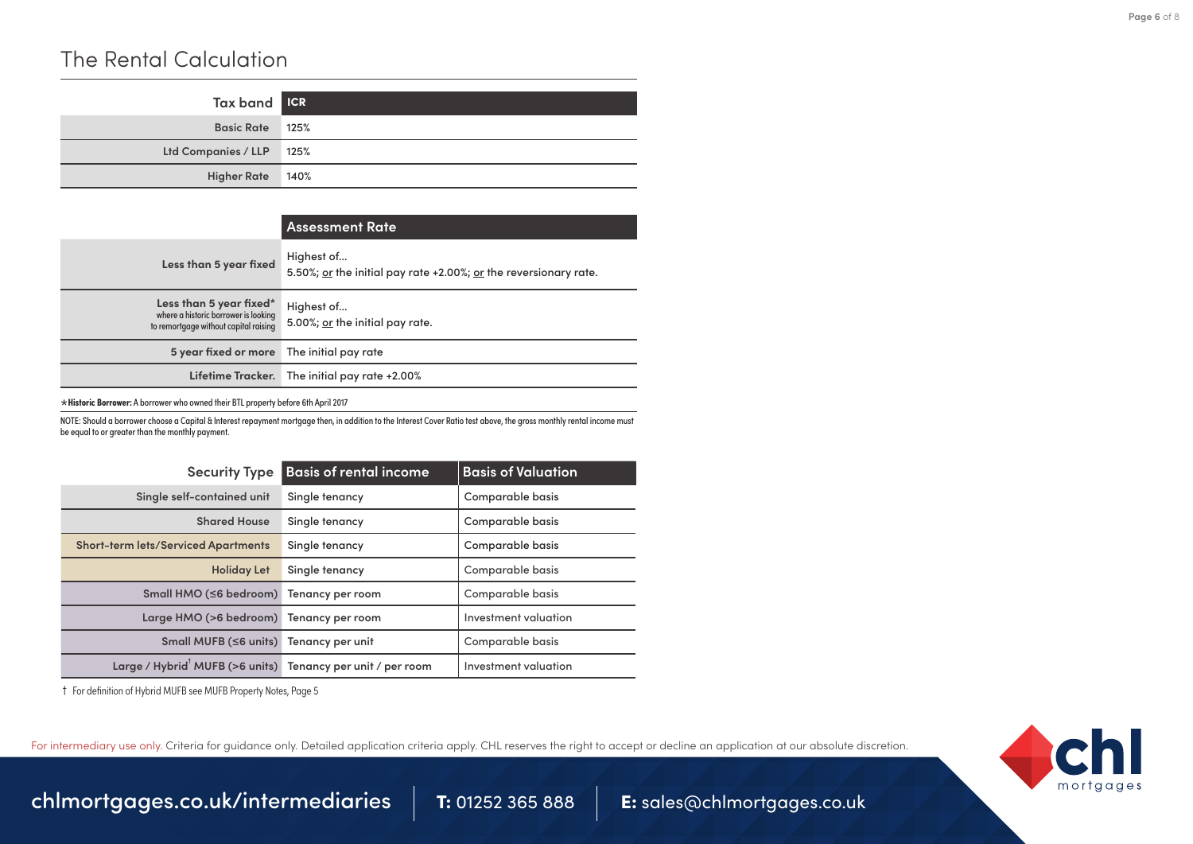# The Rental Calculation

| Tax band | ICR |
|---|---|
| Basic Rate | 125% |
| Ltd Companies / LLP | 125% |
| Higher Rate | 140% |

| | Assessment Rate |
|---|---|
| Less than 5 year fixed | Highest of... 5.50%; or the initial pay rate +2.00%; or the reversionary rate. |
| Less than 5 year fixed* where a historic borrower is looking to remortgage without capital raising | Highest of... 5.00%; or the initial pay rate. |
| 5 year fixed or more | The initial pay rate |
| Lifetime Tracker. | The initial pay rate +2.00% |

***Historic Borrower:** A borrower who owned their BTL property before 6th April 2017

NOTE: Should a borrower choose a Capital & Interest repayment mortgage then, in addition to the Interest Cover Ratio test above, the gross monthly rental income must be equal to or greater than the monthly payment.

| Security Type | Basis of rental income | Basis of Valuation |
|---|---|---|
| Single self-contained unit | Single tenancy | Comparable basis |
| Shared House | Single tenancy | Comparable basis |
| Short-term lets/Serviced Apartments | Single tenancy | Comparable basis |
| Holiday Let | Single tenancy | Comparable basis |
| Small HMO (≤6 bedroom) | Tenancy per room | Comparable basis |
| Large HMO (>6 bedroom) | Tenancy per room | Investment valuation |
| Small MUFB (≤6 units) | Tenancy per unit | Comparable basis |
| Large / Hybrid† MUFB (>6 units) | Tenancy per unit / per room | Investment valuation |

† For definition of Hybrid MUFB see MUFB Property Notes, Page 5

For intermediary use only. Criteria for guidance only. Detailed application criteria apply. CHL reserves the right to accept or decline an application at our absolute discretion.

chlmortgages.co.uk/intermediaries | **T:** 01252 365 888 | **E:** sales@chlmortgages.co.uk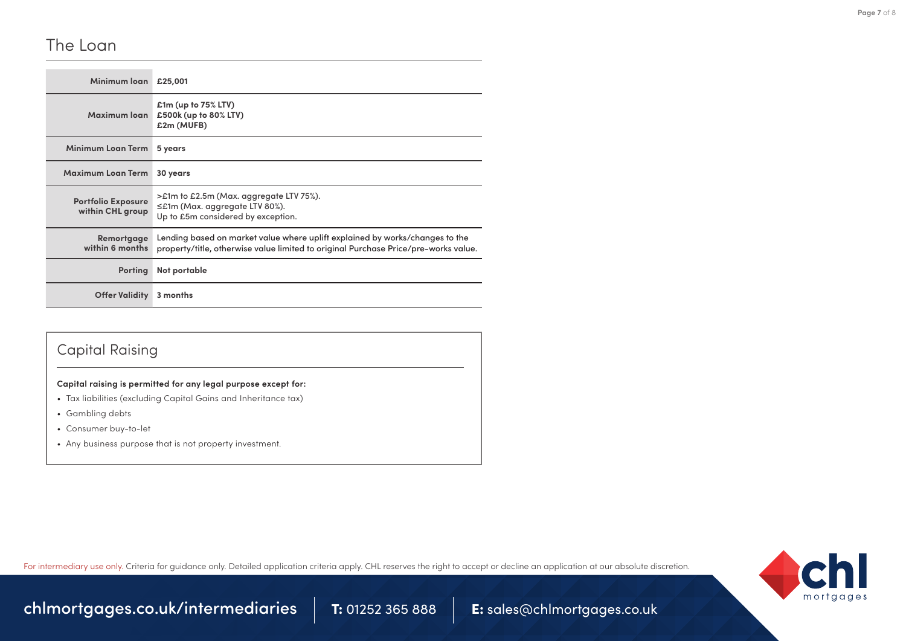## The Loan

| | |
|---|---|
| **Minimum loan** | **£25,001** |
| **Maximum loan** | **£1m (up to 75% LTV)**<br>**£500k (up to 80% LTV)**<br>**£2m (MUFB)** |
| **Minimum Loan Term** | **5 years** |
| **Maximum Loan Term** | **30 years** |
| **Portfolio Exposure within CHL group** | >£1m to £2.5m (Max. aggregate LTV 75%).<br>≤£1m (Max. aggregate LTV 80%).<br>Up to £5m considered by exception. |
| **Remortgage within 6 months** | Lending based on market value where uplift explained by works/changes to the property/title, otherwise value limited to original Purchase Price/pre-works value. |
| **Porting** | **Not portable** |
| **Offer Validity** | **3 months** |

## Capital Raising

**Capital raising is permitted for any legal purpose except for:**

- Tax liabilities (excluding Capital Gains and Inheritance tax)
- Gambling debts
- Consumer buy-to-let
- Any business purpose that is not property investment.

For intermediary use only. Criteria for guidance only. Detailed application criteria apply. CHL reserves the right to accept or decline an application at our absolute discretion.

chlmortgages.co.uk/intermediaries | **T:** 01252 365 888 | **E:** sales@chlmortgages.co.uk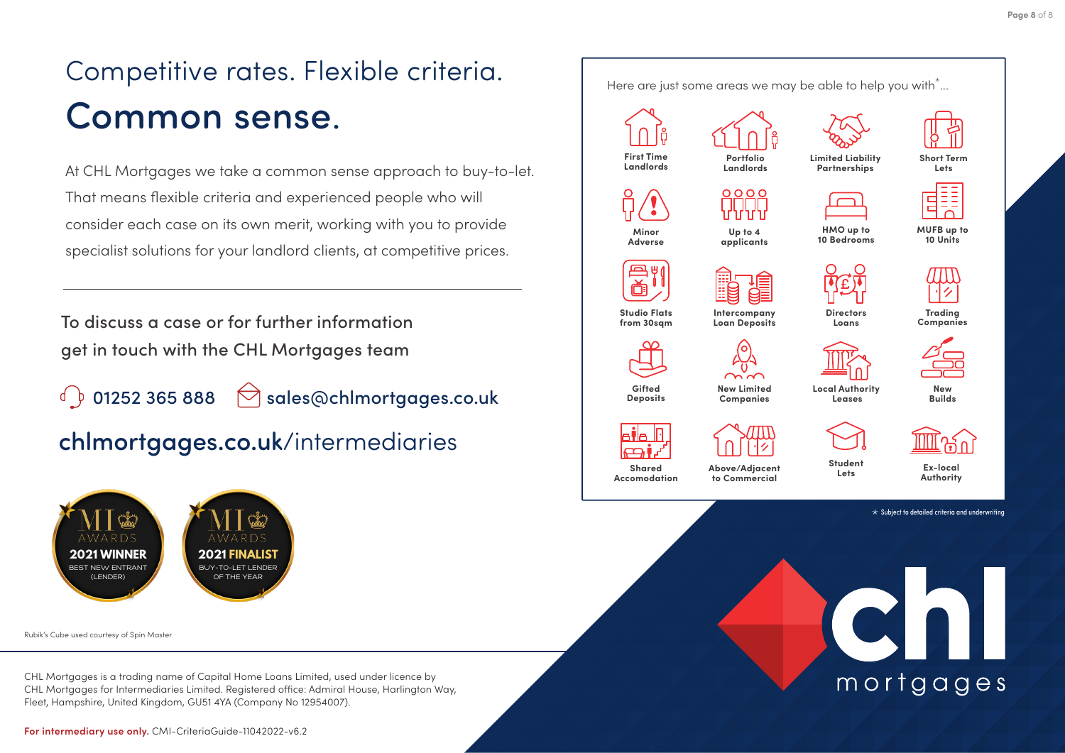# Competitive rates. Flexible criteria.

# Common sense.

At CHL Mortgages we take a common sense approach to buy-to-let. That means flexible criteria and experienced people who will consider each case on its own merit, working with you to provide specialist solutions for your landlord clients, at competitive prices.

To discuss a case or for further information get in touch with the CHL Mortgages team

01252 365 888 sales@chlmortgages.co.uk

**chlmortgages.co.uk**/intermediaries

MI AWARDS **2021 WINNER** BEST NEW ENTRANT (LENDER)

MI AWARDS **2021 FINALIST** BUY-TO-LET LENDER OF THE YEAR

Here are just some areas we may be able to help you with*...

- First Time Landlords
- Portfolio Landlords
- Limited Liability Partnerships
- Short Term Lets
- Minor Adverse
- Up to 4 applicants
- HMO up to 10 Bedrooms
- MUFB up to 10 Units
- Studio Flats from 30sqm
- Intercompany Loan Deposits
- Directors Loans
- Trading Companies
- Gifted Deposits
- New Limited Companies
- Local Authority Leases
- New Builds
- Shared Accomodation
- Above/Adjacent to Commercial
- Student Lets
- Ex-local Authority

* Subject to detailed criteria and underwriting

Rubik's Cube used courtesy of Spin Master

CHL Mortgages is a trading name of Capital Home Loans Limited, used under licence by CHL Mortgages for Intermediaries Limited. Registered office: Admiral House, Harlington Way, Fleet, Hampshire, United Kingdom, GU51 4YA (Company No 12954007).

**For intermediary use only.** CMI-CriteriaGuide-11042022-v6.2

chl mortgages